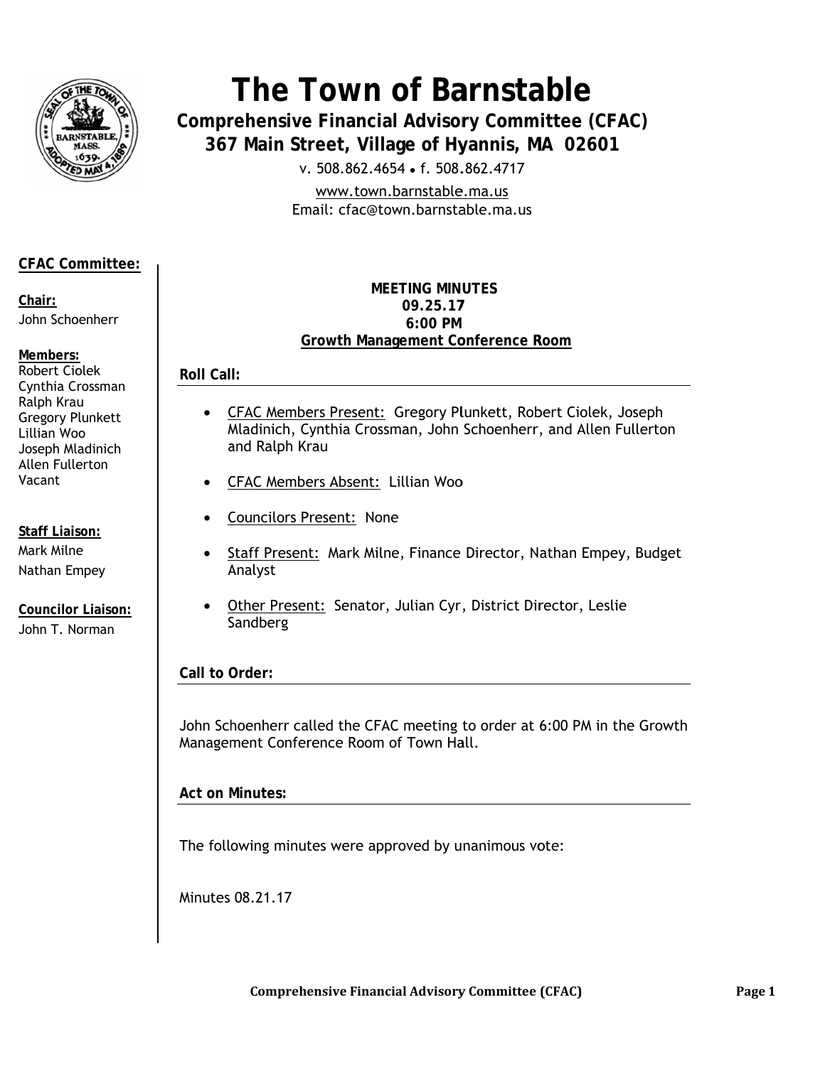# The Town of Barnstable

## Comprehensive Financial Advisory Committee (CFAC)

**367 Main Street, Village of Hyannis, MA 02601**

v. 508.862.4654 • f. 508.862.4717

www.town.barnstable.ma.us

Email: cfac@town.barnstable.ma.us

**CFAC Committee:**

**Chair:**
John Schoenherr

**Members:**
Robert Ciolek
Cynthia Crossman
Ralph Krau
Gregory Plunkett
Lillian Woo
Joseph Mladinich
Allen Fullerton
Vacant

**Staff Liaison:**
Mark Milne
Nathan Empey

**Councilor Liaison:**
John T. Norman

**MEETING MINUTES**
**09.25.17**
**6:00 PM**
**Growth Management Conference Room**

### Roll Call:

- CFAC Members Present: Gregory Plunkett, Robert Ciolek, Joseph Mladinich, Cynthia Crossman, John Schoenherr, and Allen Fullerton and Ralph Krau
- CFAC Members Absent: Lillian Woo
- Councilors Present: None
- Staff Present: Mark Milne, Finance Director, Nathan Empey, Budget Analyst
- Other Present: Senator, Julian Cyr, District Director, Leslie Sandberg

### Call to Order:

John Schoenherr called the CFAC meeting to order at 6:00 PM in the Growth Management Conference Room of Town Hall.

### Act on Minutes:

The following minutes were approved by unanimous vote:

Minutes 08.21.17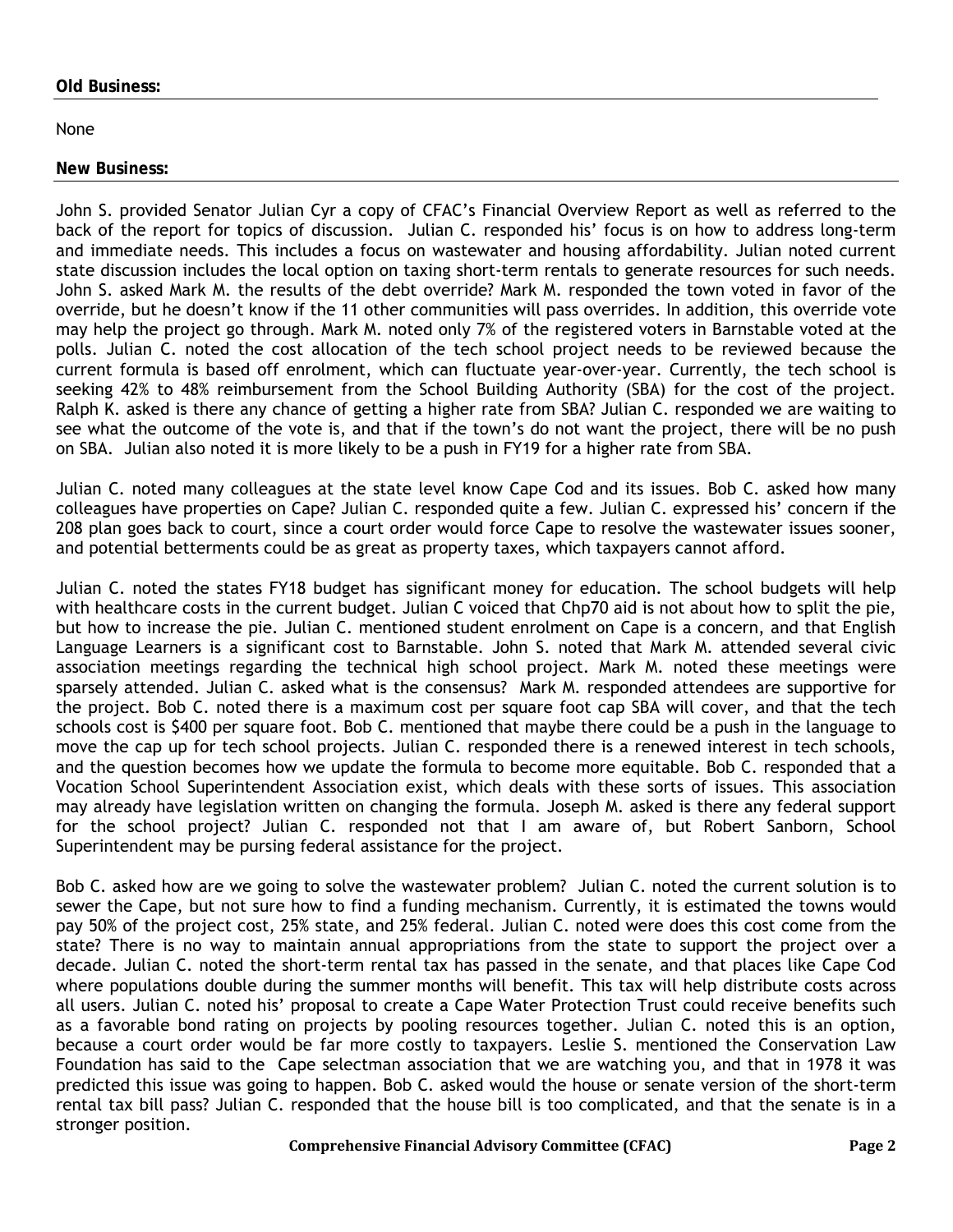**Old Business:**

None

**New Business:**

John S. provided Senator Julian Cyr a copy of CFAC's Financial Overview Report as well as referred to the back of the report for topics of discussion. Julian C. responded his' focus is on how to address long-term and immediate needs. This includes a focus on wastewater and housing affordability. Julian noted current state discussion includes the local option on taxing short-term rentals to generate resources for such needs. John S. asked Mark M. the results of the debt override? Mark M. responded the town voted in favor of the override, but he doesn't know if the 11 other communities will pass overrides. In addition, this override vote may help the project go through. Mark M. noted only 7% of the registered voters in Barnstable voted at the polls. Julian C. noted the cost allocation of the tech school project needs to be reviewed because the current formula is based off enrolment, which can fluctuate year-over-year. Currently, the tech school is seeking 42% to 48% reimbursement from the School Building Authority (SBA) for the cost of the project. Ralph K. asked is there any chance of getting a higher rate from SBA? Julian C. responded we are waiting to see what the outcome of the vote is, and that if the town's do not want the project, there will be no push on SBA. Julian also noted it is more likely to be a push in FY19 for a higher rate from SBA.

Julian C. noted many colleagues at the state level know Cape Cod and its issues. Bob C. asked how many colleagues have properties on Cape? Julian C. responded quite a few. Julian C. expressed his' concern if the 208 plan goes back to court, since a court order would force Cape to resolve the wastewater issues sooner, and potential betterments could be as great as property taxes, which taxpayers cannot afford.

Julian C. noted the states FY18 budget has significant money for education. The school budgets will help with healthcare costs in the current budget. Julian C voiced that Chp70 aid is not about how to split the pie, but how to increase the pie. Julian C. mentioned student enrolment on Cape is a concern, and that English Language Learners is a significant cost to Barnstable. John S. noted that Mark M. attended several civic association meetings regarding the technical high school project. Mark M. noted these meetings were sparsely attended. Julian C. asked what is the consensus? Mark M. responded attendees are supportive for the project. Bob C. noted there is a maximum cost per square foot cap SBA will cover, and that the tech schools cost is $400 per square foot. Bob C. mentioned that maybe there could be a push in the language to move the cap up for tech school projects. Julian C. responded there is a renewed interest in tech schools, and the question becomes how we update the formula to become more equitable. Bob C. responded that a Vocation School Superintendent Association exist, which deals with these sorts of issues. This association may already have legislation written on changing the formula. Joseph M. asked is there any federal support for the school project? Julian C. responded not that I am aware of, but Robert Sanborn, School Superintendent may be pursing federal assistance for the project.

Bob C. asked how are we going to solve the wastewater problem? Julian C. noted the current solution is to sewer the Cape, but not sure how to find a funding mechanism. Currently, it is estimated the towns would pay 50% of the project cost, 25% state, and 25% federal. Julian C. noted were does this cost come from the state? There is no way to maintain annual appropriations from the state to support the project over a decade. Julian C. noted the short-term rental tax has passed in the senate, and that places like Cape Cod where populations double during the summer months will benefit. This tax will help distribute costs across all users. Julian C. noted his' proposal to create a Cape Water Protection Trust could receive benefits such as a favorable bond rating on projects by pooling resources together. Julian C. noted this is an option, because a court order would be far more costly to taxpayers. Leslie S. mentioned the Conservation Law Foundation has said to the Cape selectman association that we are watching you, and that in 1978 it was predicted this issue was going to happen. Bob C. asked would the house or senate version of the short-term rental tax bill pass? Julian C. responded that the house bill is too complicated, and that the senate is in a stronger position.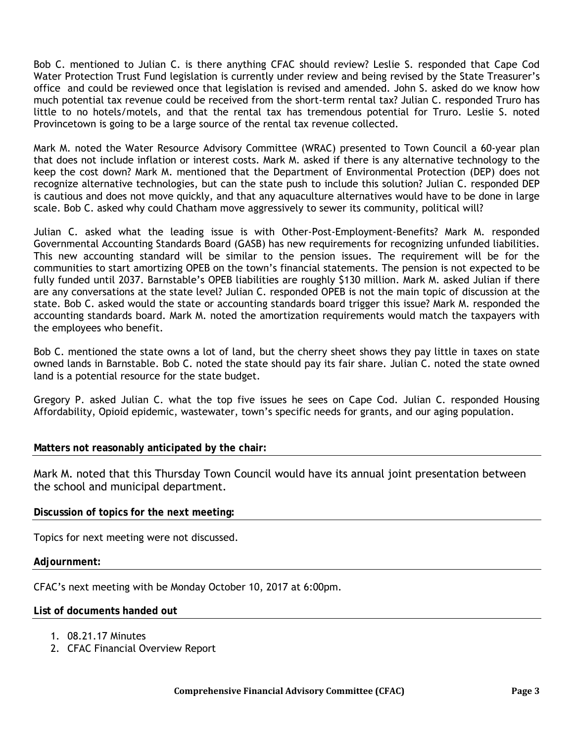Bob C. mentioned to Julian C. is there anything CFAC should review? Leslie S. responded that Cape Cod Water Protection Trust Fund legislation is currently under review and being revised by the State Treasurer's office  and could be reviewed once that legislation is revised and amended. John S. asked do we know how much potential tax revenue could be received from the short-term rental tax? Julian C. responded Truro has little to no hotels/motels, and that the rental tax has tremendous potential for Truro. Leslie S. noted Provincetown is going to be a large source of the rental tax revenue collected.

Mark M. noted the Water Resource Advisory Committee (WRAC) presented to Town Council a 60-year plan that does not include inflation or interest costs. Mark M. asked if there is any alternative technology to the keep the cost down? Mark M. mentioned that the Department of Environmental Protection (DEP) does not recognize alternative technologies, but can the state push to include this solution? Julian C. responded DEP is cautious and does not move quickly, and that any aquaculture alternatives would have to be done in large scale. Bob C. asked why could Chatham move aggressively to sewer its community, political will?

Julian C. asked what the leading issue is with Other-Post-Employment-Benefits? Mark M. responded Governmental Accounting Standards Board (GASB) has new requirements for recognizing unfunded liabilities. This new accounting standard will be similar to the pension issues. The requirement will be for the communities to start amortizing OPEB on the town's financial statements. The pension is not expected to be fully funded until 2037. Barnstable's OPEB liabilities are roughly $130 million. Mark M. asked Julian if there are any conversations at the state level? Julian C. responded OPEB is not the main topic of discussion at the state. Bob C. asked would the state or accounting standards board trigger this issue? Mark M. responded the accounting standards board. Mark M. noted the amortization requirements would match the taxpayers with the employees who benefit.

Bob C. mentioned the state owns a lot of land, but the cherry sheet shows they pay little in taxes on state owned lands in Barnstable. Bob C. noted the state should pay its fair share. Julian C. noted the state owned land is a potential resource for the state budget.

Gregory P. asked Julian C. what the top five issues he sees on Cape Cod. Julian C. responded Housing Affordability, Opioid epidemic, wastewater, town's specific needs for grants, and our aging population.

**Matters not reasonably anticipated by the chair:**

Mark M. noted that this Thursday Town Council would have its annual joint presentation between the school and municipal department.

**Discussion of topics for the next meeting:**

Topics for next meeting were not discussed.

**Adjournment:**

CFAC's next meeting with be Monday October 10, 2017 at 6:00pm.

**List of documents handed out**

1. 08.21.17 Minutes
2. CFAC Financial Overview Report